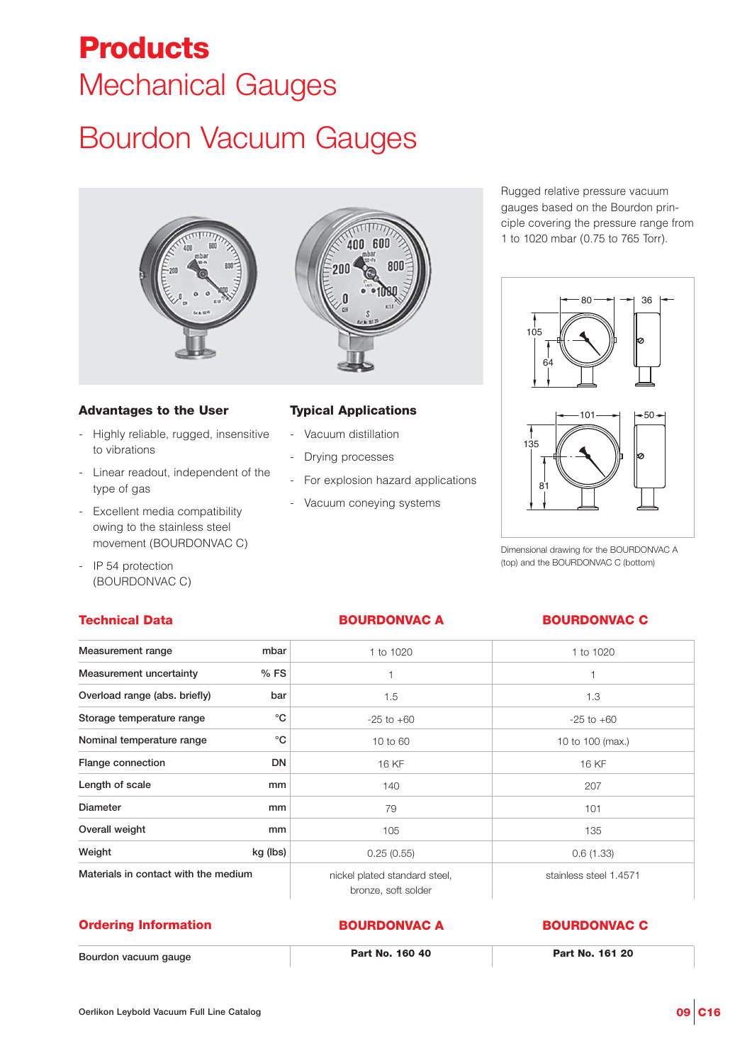# Products

## Mechanical Gauges

# Bourdon Vacuum Gauges

Rugged relative pressure vacuum gauges based on the Bourdon principle covering the pressure range from 1 to 1020 mbar (0.75 to 765 Torr).

Dimensional drawing for the BOURDONVAC A (top) and the BOURDONVAC C (bottom)

### Advantages to the User

- Highly reliable, rugged, insensitive to vibrations
- Linear readout, independent of the type of gas
- Excellent media compatibility owing to the stainless steel movement (BOURDONVAC C)
- IP 54 protection (BOURDONVAC C)

### Typical Applications

- Vacuum distillation
- Drying processes
- For explosion hazard applications
- Vacuum coneying systems

### Technical Data

| Technical Data | | BOURDONVAC A | BOURDONVAC C |
|---|---|---|---|
| Measurement range | mbar | 1 to 1020 | 1 to 1020 |
| Measurement uncertainty | % FS | 1 | 1 |
| Overload range (abs. briefly) | bar | 1.5 | 1.3 |
| Storage temperature range | °C | -25 to +60 | -25 to +60 |
| Nominal temperature range | °C | 10 to 60 | 10 to 100 (max.) |
| Flange connection | DN | 16 KF | 16 KF |
| Length of scale | mm | 140 | 207 |
| Diameter | mm | 79 | 101 |
| Overall weight | mm | 105 | 135 |
| Weight | kg (lbs) | 0.25 (0.55) | 0.6 (1.33) |
| Materials in contact with the medium | | nickel plated standard steel, bronze, soft solder | stainless steel 1.4571 |

### Ordering Information

| Ordering Information | BOURDONVAC A | BOURDONVAC C |
|---|---|---|
| Bourdon vacuum gauge | **Part No. 160 40** | **Part No. 161 20** |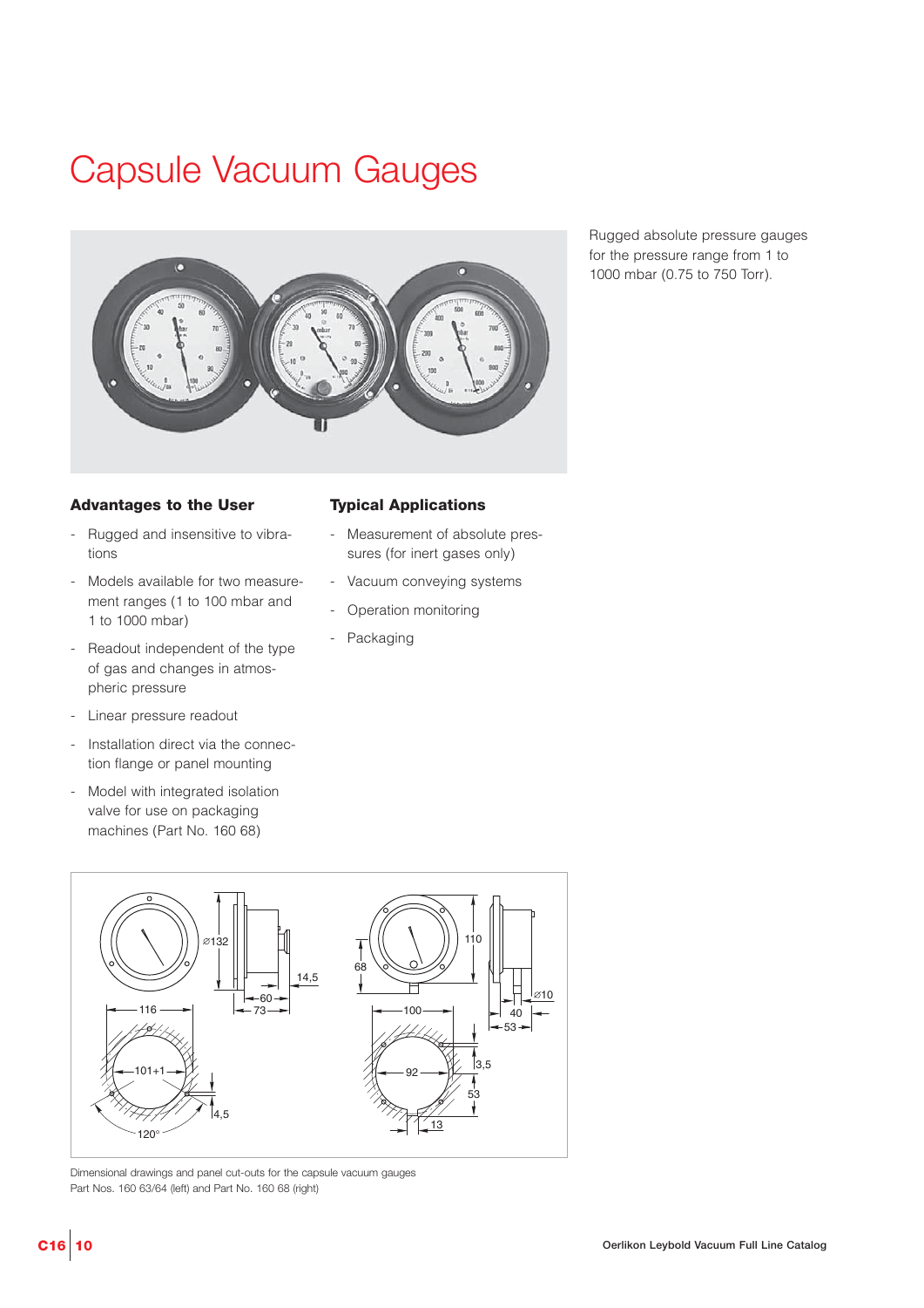# Capsule Vacuum Gauges

Rugged absolute pressure gauges for the pressure range from 1 to 1000 mbar (0.75 to 750 Torr).

## Advantages to the User

- Rugged and insensitive to vibrations
- Models available for two measurement ranges (1 to 100 mbar and 1 to 1000 mbar)
- Readout independent of the type of gas and changes in atmospheric pressure
- Linear pressure readout
- Installation direct via the connection flange or panel mounting
- Model with integrated isolation valve for use on packaging machines (Part No. 160 68)

## Typical Applications

- Measurement of absolute pressures (for inert gases only)
- Vacuum conveying systems
- Operation monitoring
- Packaging

Dimensional drawings and panel cut-outs for the capsule vacuum gauges Part Nos. 160 63/64 (left) and Part No. 160 68 (right)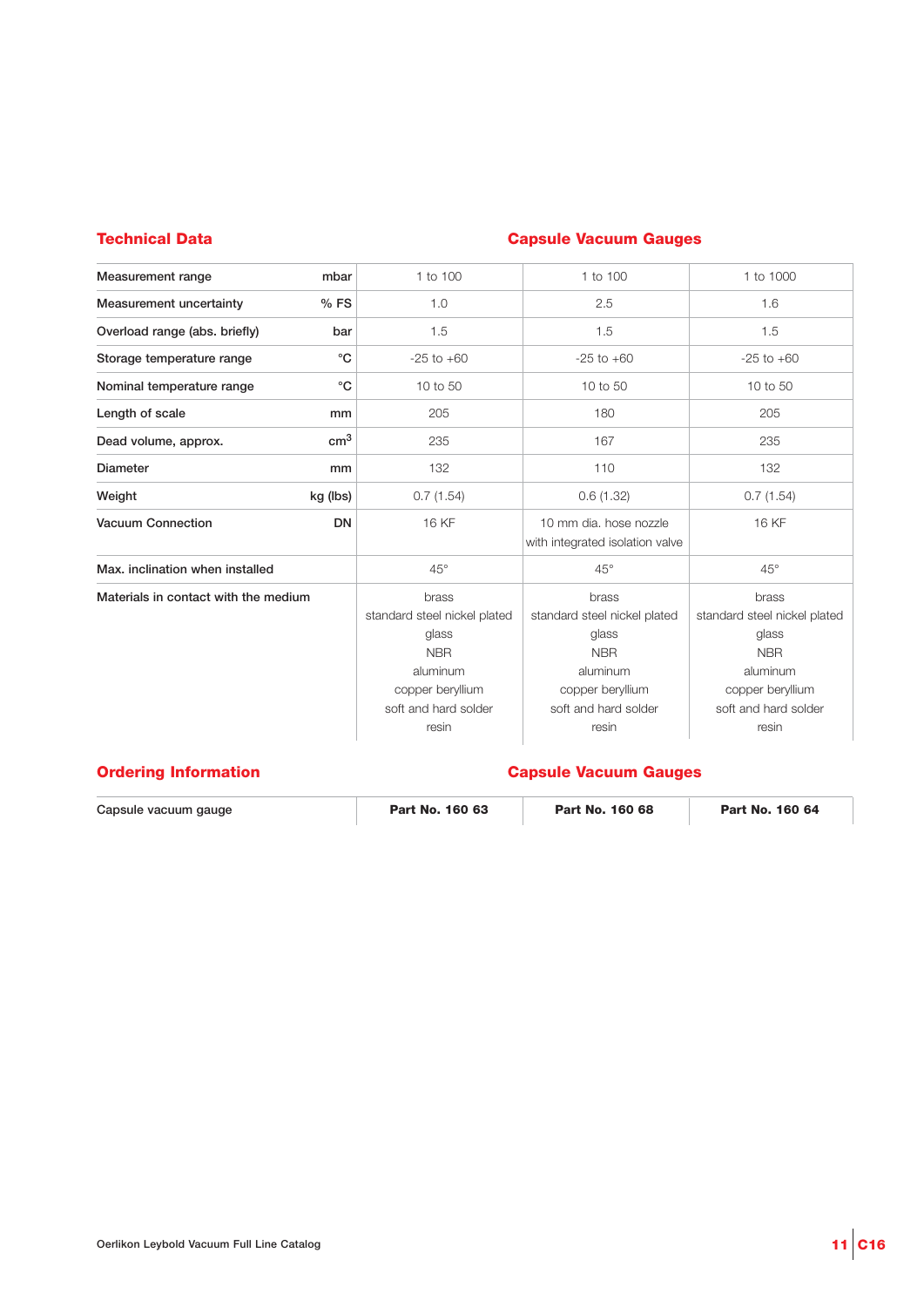## Technical Data

## Capsule Vacuum Gauges

| | | | | |
|---|---|---|---|---|
| Measurement range | mbar | 1 to 100 | 1 to 100 | 1 to 1000 |
| Measurement uncertainty | % FS | 1.0 | 2.5 | 1.6 |
| Overload range (abs. briefly) | bar | 1.5 | 1.5 | 1.5 |
| Storage temperature range | °C | -25 to +60 | -25 to +60 | -25 to +60 |
| Nominal temperature range | °C | 10 to 50 | 10 to 50 | 10 to 50 |
| Length of scale | mm | 205 | 180 | 205 |
| Dead volume, approx. | $cm^3$ | 235 | 167 | 235 |
| Diameter | mm | 132 | 110 | 132 |
| Weight | kg (lbs) | 0.7 (1.54) | 0.6 (1.32) | 0.7 (1.54) |
| Vacuum Connection | DN | 16 KF | 10 mm dia. hose nozzle with integrated isolation valve | 16 KF |
| Max. inclination when installed | | 45° | 45° | 45° |
| Materials in contact with the medium | | brass<br>standard steel nickel plated<br>glass<br>NBR<br>aluminum<br>copper beryllium<br>soft and hard solder<br>resin | brass<br>standard steel nickel plated<br>glass<br>NBR<br>aluminum<br>copper beryllium<br>soft and hard solder<br>resin | brass<br>standard steel nickel plated<br>glass<br>NBR<br>aluminum<br>copper beryllium<br>soft and hard solder<br>resin |

## Ordering Information

## Capsule Vacuum Gauges

| | | | |
|---|---|---|---|
| Capsule vacuum gauge | **Part No. 160 63** | **Part No. 160 68** | **Part No. 160 64** |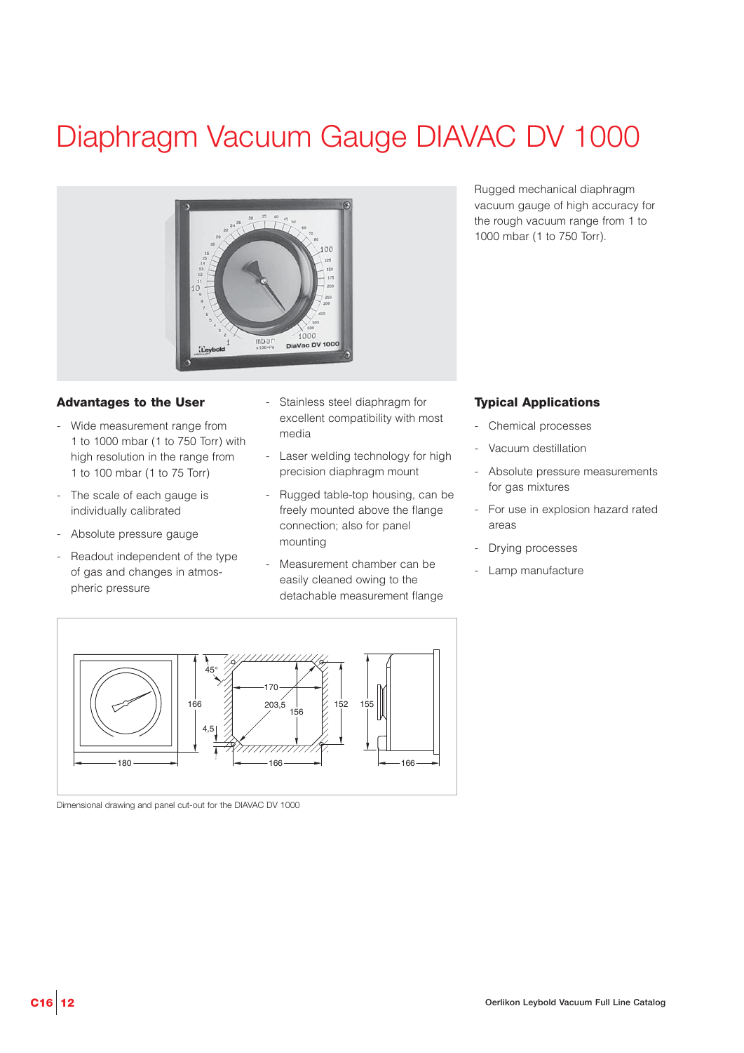# Diaphragm Vacuum Gauge DIAVAC DV 1000

Rugged mechanical diaphragm vacuum gauge of high accuracy for the rough vacuum range from 1 to 1000 mbar (1 to 750 Torr).

### Advantages to the User

- Wide measurement range from 1 to 1000 mbar (1 to 750 Torr) with high resolution in the range from 1 to 100 mbar (1 to 75 Torr)
- The scale of each gauge is individually calibrated
- Absolute pressure gauge
- Readout independent of the type of gas and changes in atmospheric pressure
- Stainless steel diaphragm for excellent compatibility with most media
- Laser welding technology for high precision diaphragm mount
- Rugged table-top housing, can be freely mounted above the flange connection; also for panel mounting
- Measurement chamber can be easily cleaned owing to the detachable measurement flange

### Typical Applications

- Chemical processes
- Vacuum destillation
- Absolute pressure measurements for gas mixtures
- For use in explosion hazard rated areas
- Drying processes
- Lamp manufacture

Dimensional drawing and panel cut-out for the DIAVAC DV 1000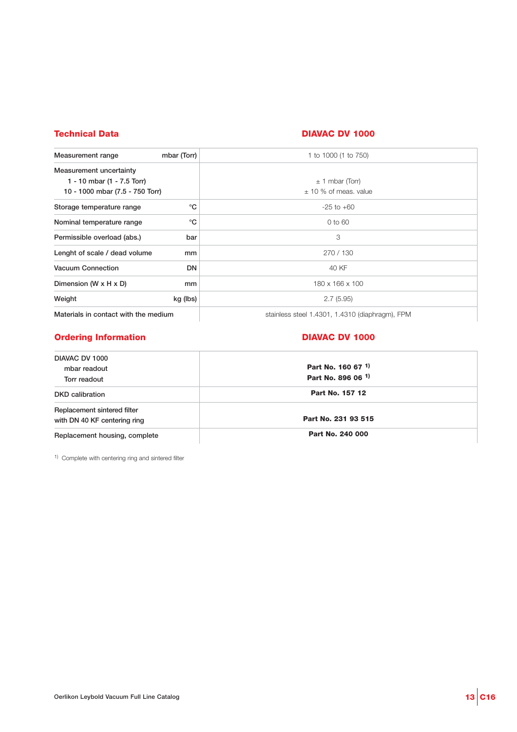## Technical Data

| | | DIAVAC DV 1000 |
|---|---|---|
| Measurement range | mbar (Torr) | 1 to 1000 (1 to 750) |
| Measurement uncertainty<br>1 - 10 mbar (1 - 7.5 Torr)<br>10 - 1000 mbar (7.5 - 750 Torr) | | <br>± 1 mbar (Torr)<br>± 10 % of meas. value |
| Storage temperature range | °C | -25 to +60 |
| Nominal temperature range | °C | 0 to 60 |
| Permissible overload (abs.) | bar | 3 |
| Lenght of scale / dead volume | mm | 270 / 130 |
| Vacuum Connection | DN | 40 KF |
| Dimension (W x H x D) | mm | 180 x 166 x 100 |
| Weight | kg (lbs) | 2.7 (5.95) |
| Materials in contact with the medium | | stainless steel 1.4301, 1.4310 (diaphragm), FPM |

## Ordering Information

| | DIAVAC DV 1000 |
|---|---|
| DIAVAC DV 1000<br>mbar readout<br>Torr readout | <br>**Part No. 160 67** [1)]<br>**Part No. 896 06** [1)] |
| DKD calibration | **Part No. 157 12** |
| Replacement sintered filter with DN 40 KF centering ring | **Part No. 231 93 515** |
| Replacement housing, complete | **Part No. 240 000** |

[1)] Complete with centering ring and sintered filter